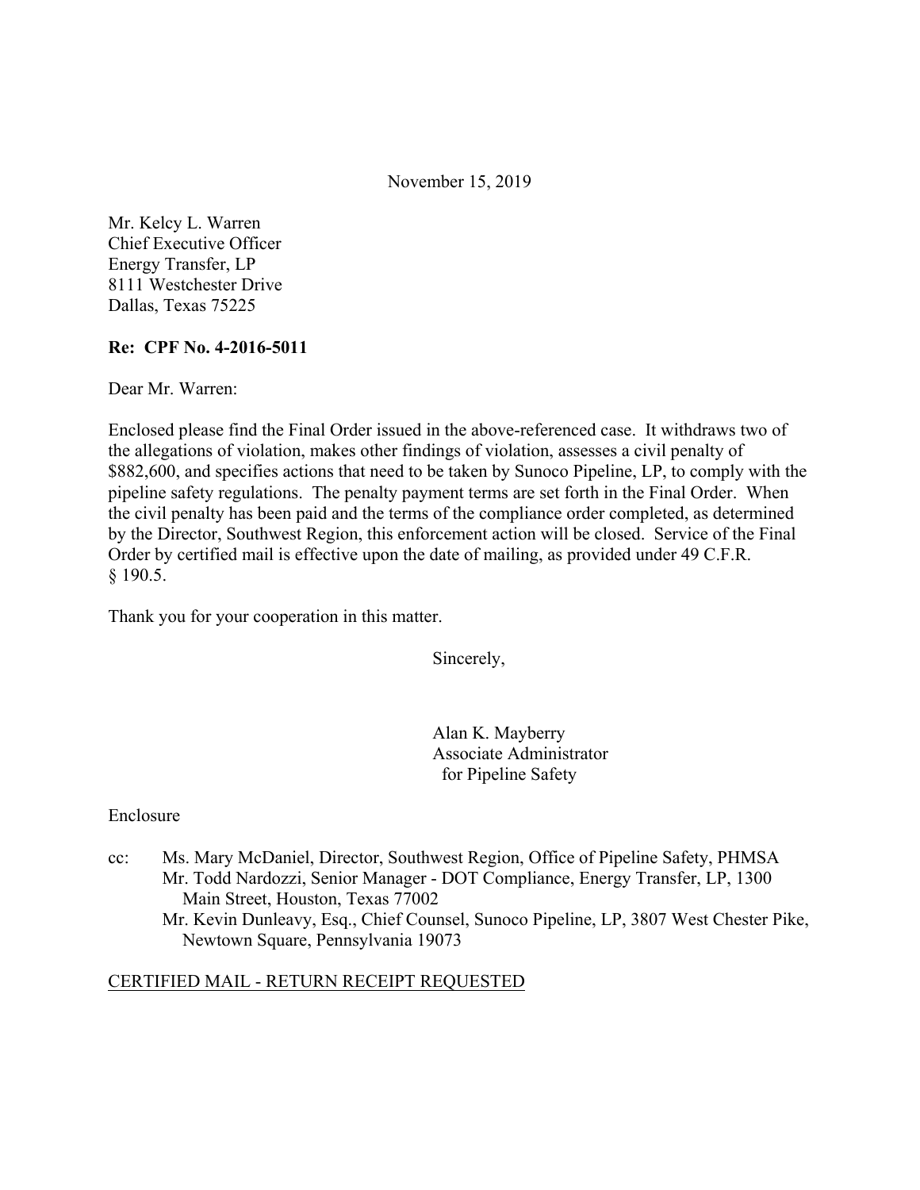November 15, 2019

Mr. Kelcy L. Warren  
Chief Executive Officer  
Energy Transfer, LP  
8111 Westchester Drive  
Dallas, Texas 75225

**Re: CPF No. 4-2016-5011**

Dear Mr. Warren:

Enclosed please find the Final Order issued in the above-referenced case. It withdraws two of the allegations of violation, makes other findings of violation, assesses a civil penalty of $882,600, and specifies actions that need to be taken by Sunoco Pipeline, LP, to comply with the pipeline safety regulations. The penalty payment terms are set forth in the Final Order. When the civil penalty has been paid and the terms of the compliance order completed, as determined by the Director, Southwest Region, this enforcement action will be closed. Service of the Final Order by certified mail is effective upon the date of mailing, as provided under 49 C.F.R. § 190.5.

Thank you for your cooperation in this matter.

Sincerely,

Alan K. Mayberry  
Associate Administrator  
for Pipeline Safety

Enclosure

cc: Ms. Mary McDaniel, Director, Southwest Region, Office of Pipeline Safety, PHMSA  
Mr. Todd Nardozzi, Senior Manager - DOT Compliance, Energy Transfer, LP, 1300 Main Street, Houston, Texas 77002  
Mr. Kevin Dunleavy, Esq., Chief Counsel, Sunoco Pipeline, LP, 3807 West Chester Pike, Newtown Square, Pennsylvania 19073

CERTIFIED MAIL - RETURN RECEIPT REQUESTED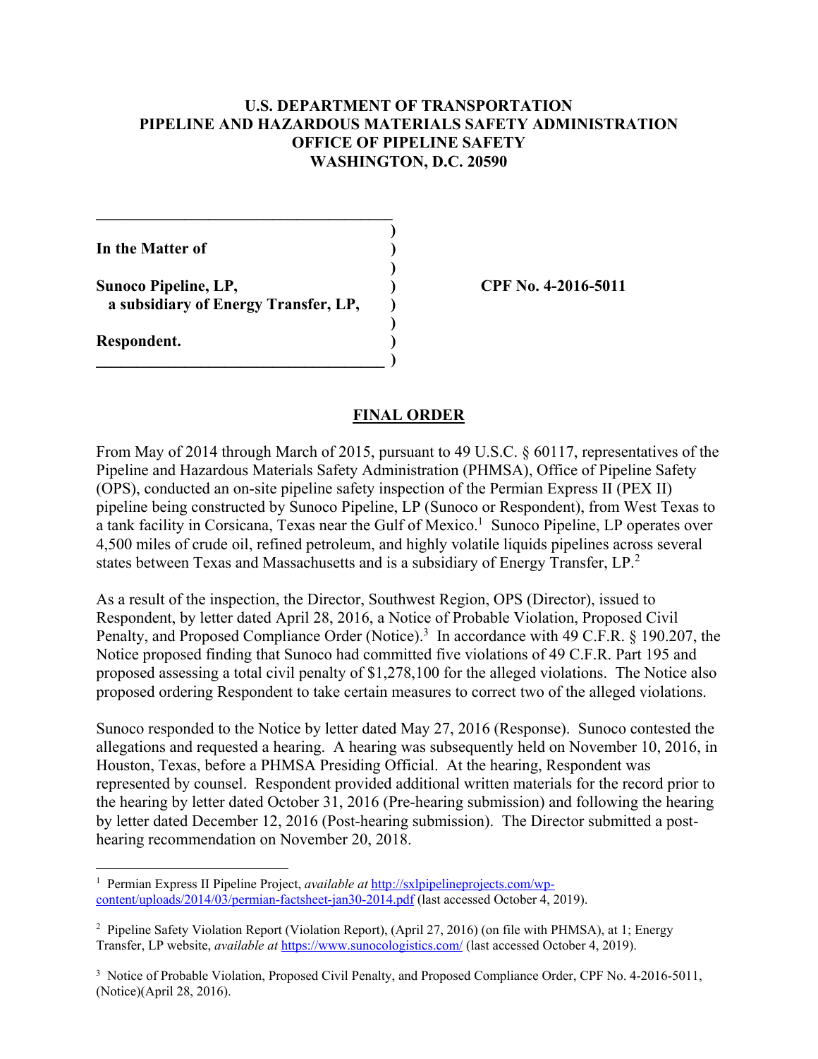**U.S. DEPARTMENT OF TRANSPORTATION**
**PIPELINE AND HAZARDOUS MATERIALS SAFETY ADMINISTRATION**
**OFFICE OF PIPELINE SAFETY**
**WASHINGTON, D.C. 20590**

| | |
|---|---|
| **In the Matter of** | |
| **Sunoco Pipeline, LP,** **a subsidiary of Energy Transfer, LP,** | **CPF No. 4-2016-5011** |
| **Respondent.** | |

## FINAL ORDER

From May of 2014 through March of 2015, pursuant to 49 U.S.C. § 60117, representatives of the Pipeline and Hazardous Materials Safety Administration (PHMSA), Office of Pipeline Safety (OPS), conducted an on-site pipeline safety inspection of the Permian Express II (PEX II) pipeline being constructed by Sunoco Pipeline, LP (Sunoco or Respondent), from West Texas to a tank facility in Corsicana, Texas near the Gulf of Mexico.[1] Sunoco Pipeline, LP operates over 4,500 miles of crude oil, refined petroleum, and highly volatile liquids pipelines across several states between Texas and Massachusetts and is a subsidiary of Energy Transfer, LP.[2]

As a result of the inspection, the Director, Southwest Region, OPS (Director), issued to Respondent, by letter dated April 28, 2016, a Notice of Probable Violation, Proposed Civil Penalty, and Proposed Compliance Order (Notice).[3] In accordance with 49 C.F.R. § 190.207, the Notice proposed finding that Sunoco had committed five violations of 49 C.F.R. Part 195 and proposed assessing a total civil penalty of $1,278,100 for the alleged violations. The Notice also proposed ordering Respondent to take certain measures to correct two of the alleged violations.

Sunoco responded to the Notice by letter dated May 27, 2016 (Response). Sunoco contested the allegations and requested a hearing. A hearing was subsequently held on November 10, 2016, in Houston, Texas, before a PHMSA Presiding Official. At the hearing, Respondent was represented by counsel. Respondent provided additional written materials for the record prior to the hearing by letter dated October 31, 2016 (Pre-hearing submission) and following the hearing by letter dated December 12, 2016 (Post-hearing submission). The Director submitted a post-hearing recommendation on November 20, 2018.

---

[1] Permian Express II Pipeline Project, *available at* http://sxlpipelineprojects.com/wp-content/uploads/2014/03/permian-factsheet-jan30-2014.pdf (last accessed October 4, 2019).

[2] Pipeline Safety Violation Report (Violation Report), (April 27, 2016) (on file with PHMSA), at 1; Energy Transfer, LP website, *available at* https://www.sunocologistics.com/ (last accessed October 4, 2019).

[3] Notice of Probable Violation, Proposed Civil Penalty, and Proposed Compliance Order, CPF No. 4-2016-5011, (Notice)(April 28, 2016).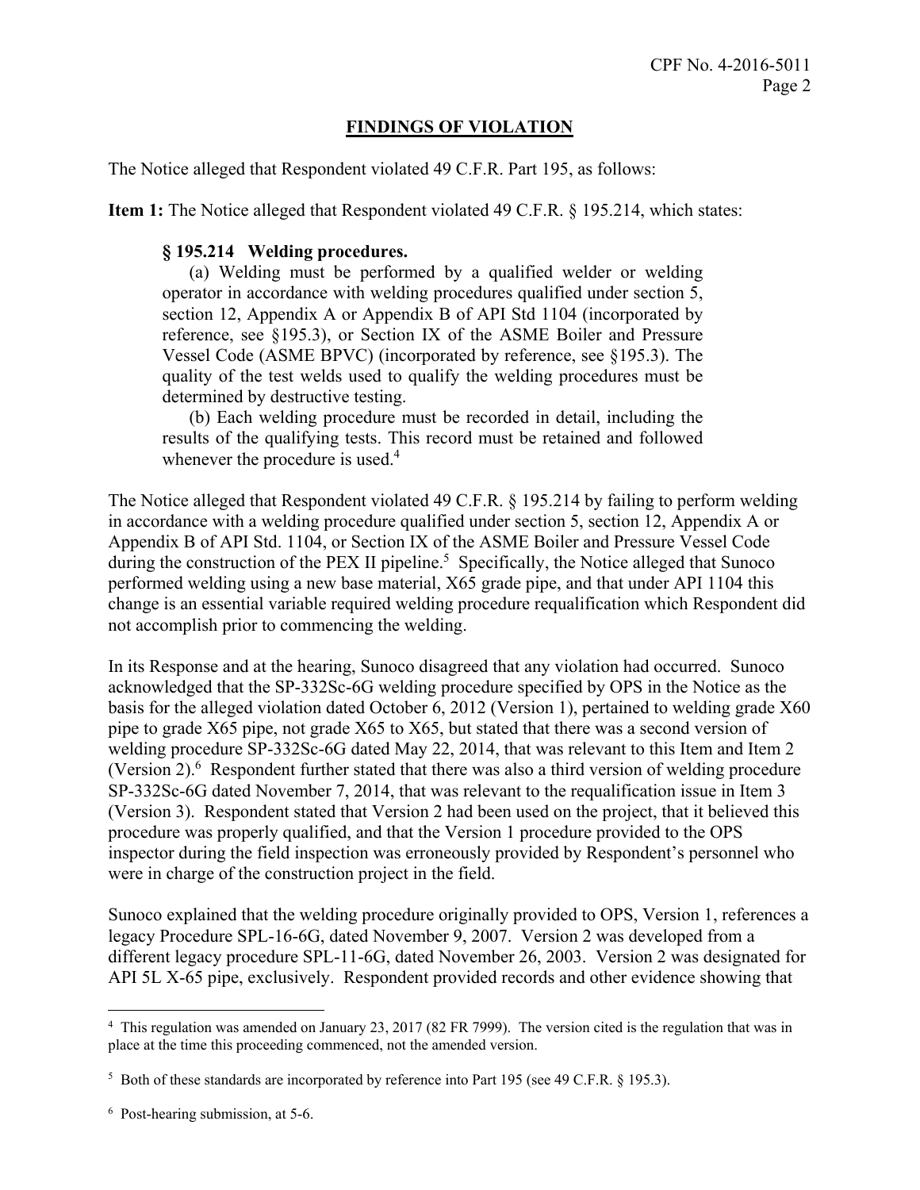## FINDINGS OF VIOLATION

The Notice alleged that Respondent violated 49 C.F.R. Part 195, as follows:

**Item 1:** The Notice alleged that Respondent violated 49 C.F.R. § 195.214, which states:

> **§ 195.214 Welding procedures.**
>
> (a) Welding must be performed by a qualified welder or welding operator in accordance with welding procedures qualified under section 5, section 12, Appendix A or Appendix B of API Std 1104 (incorporated by reference, see §195.3), or Section IX of the ASME Boiler and Pressure Vessel Code (ASME BPVC) (incorporated by reference, see §195.3). The quality of the test welds used to qualify the welding procedures must be determined by destructive testing.
>
> (b) Each welding procedure must be recorded in detail, including the results of the qualifying tests. This record must be retained and followed whenever the procedure is used.[4]

The Notice alleged that Respondent violated 49 C.F.R. § 195.214 by failing to perform welding in accordance with a welding procedure qualified under section 5, section 12, Appendix A or Appendix B of API Std. 1104, or Section IX of the ASME Boiler and Pressure Vessel Code during the construction of the PEX II pipeline.[5] Specifically, the Notice alleged that Sunoco performed welding using a new base material, X65 grade pipe, and that under API 1104 this change is an essential variable required welding procedure requalification which Respondent did not accomplish prior to commencing the welding.

In its Response and at the hearing, Sunoco disagreed that any violation had occurred. Sunoco acknowledged that the SP-332Sc-6G welding procedure specified by OPS in the Notice as the basis for the alleged violation dated October 6, 2012 (Version 1), pertained to welding grade X60 pipe to grade X65 pipe, not grade X65 to X65, but stated that there was a second version of welding procedure SP-332Sc-6G dated May 22, 2014, that was relevant to this Item and Item 2 (Version 2).[6] Respondent further stated that there was also a third version of welding procedure SP-332Sc-6G dated November 7, 2014, that was relevant to the requalification issue in Item 3 (Version 3). Respondent stated that Version 2 had been used on the project, that it believed this procedure was properly qualified, and that the Version 1 procedure provided to the OPS inspector during the field inspection was erroneously provided by Respondent's personnel who were in charge of the construction project in the field.

Sunoco explained that the welding procedure originally provided to OPS, Version 1, references a legacy Procedure SPL-16-6G, dated November 9, 2007. Version 2 was developed from a different legacy procedure SPL-11-6G, dated November 26, 2003. Version 2 was designated for API 5L X-65 pipe, exclusively. Respondent provided records and other evidence showing that

---

[4] This regulation was amended on January 23, 2017 (82 FR 7999). The version cited is the regulation that was in place at the time this proceeding commenced, not the amended version.

[5] Both of these standards are incorporated by reference into Part 195 (see 49 C.F.R. § 195.3).

[6] Post-hearing submission, at 5-6.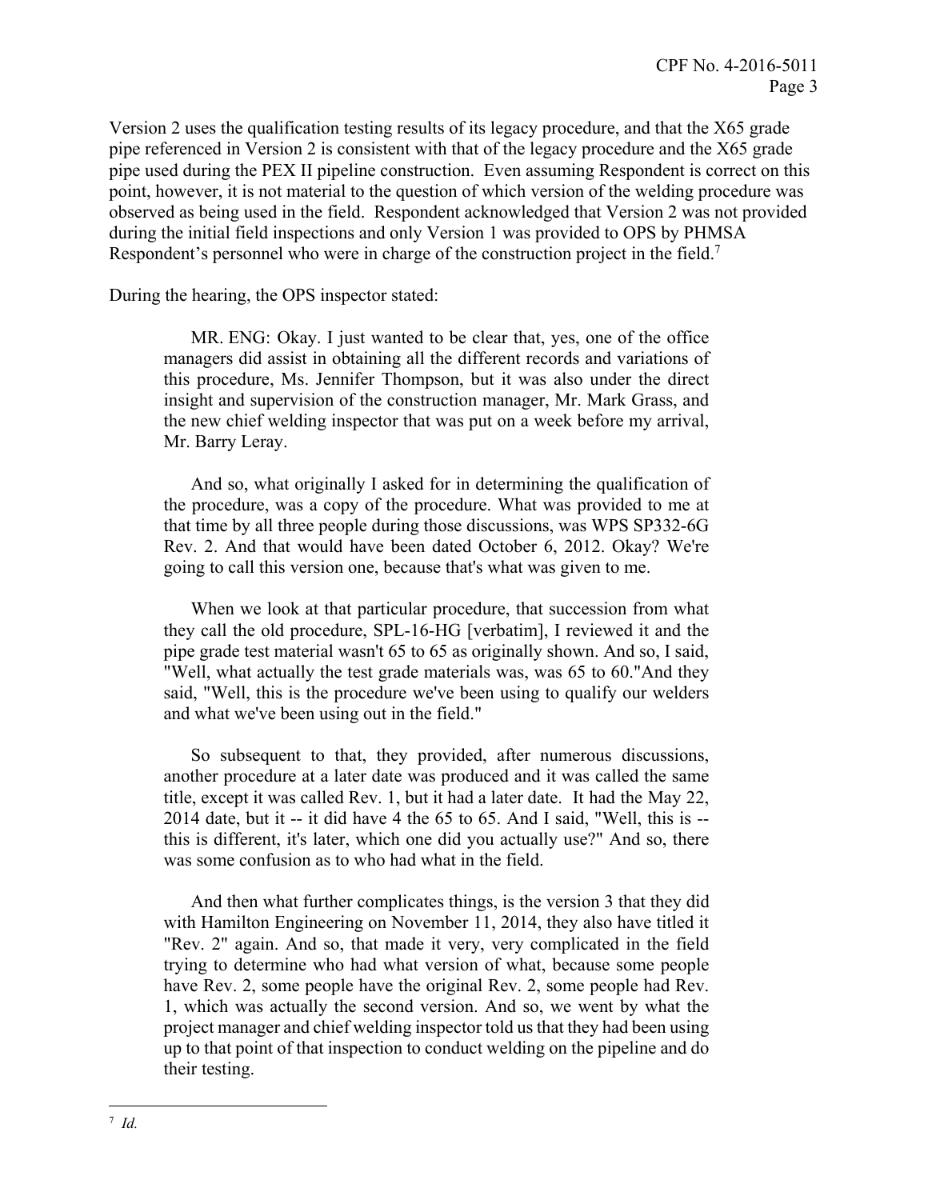Version 2 uses the qualification testing results of its legacy procedure, and that the X65 grade pipe referenced in Version 2 is consistent with that of the legacy procedure and the X65 grade pipe used during the PEX II pipeline construction. Even assuming Respondent is correct on this point, however, it is not material to the question of which version of the welding procedure was observed as being used in the field. Respondent acknowledged that Version 2 was not provided during the initial field inspections and only Version 1 was provided to OPS by PHMSA Respondent's personnel who were in charge of the construction project in the field.[7]

During the hearing, the OPS inspector stated:

> MR. ENG: Okay. I just wanted to be clear that, yes, one of the office managers did assist in obtaining all the different records and variations of this procedure, Ms. Jennifer Thompson, but it was also under the direct insight and supervision of the construction manager, Mr. Mark Grass, and the new chief welding inspector that was put on a week before my arrival, Mr. Barry Leray.
>
> And so, what originally I asked for in determining the qualification of the procedure, was a copy of the procedure. What was provided to me at that time by all three people during those discussions, was WPS SP332-6G Rev. 2. And that would have been dated October 6, 2012. Okay? We're going to call this version one, because that's what was given to me.
>
> When we look at that particular procedure, that succession from what they call the old procedure, SPL-16-HG [verbatim], I reviewed it and the pipe grade test material wasn't 65 to 65 as originally shown. And so, I said, "Well, what actually the test grade materials was, was 65 to 60."And they said, "Well, this is the procedure we've been using to qualify our welders and what we've been using out in the field."
>
> So subsequent to that, they provided, after numerous discussions, another procedure at a later date was produced and it was called the same title, except it was called Rev. 1, but it had a later date. It had the May 22, 2014 date, but it -- it did have 4 the 65 to 65. And I said, "Well, this is -- this is different, it's later, which one did you actually use?" And so, there was some confusion as to who had what in the field.
>
> And then what further complicates things, is the version 3 that they did with Hamilton Engineering on November 11, 2014, they also have titled it "Rev. 2" again. And so, that made it very, very complicated in the field trying to determine who had what version of what, because some people have Rev. 2, some people have the original Rev. 2, some people had Rev. 1, which was actually the second version. And so, we went by what the project manager and chief welding inspector told us that they had been using up to that point of that inspection to conduct welding on the pipeline and do their testing.

---

[7] *Id.*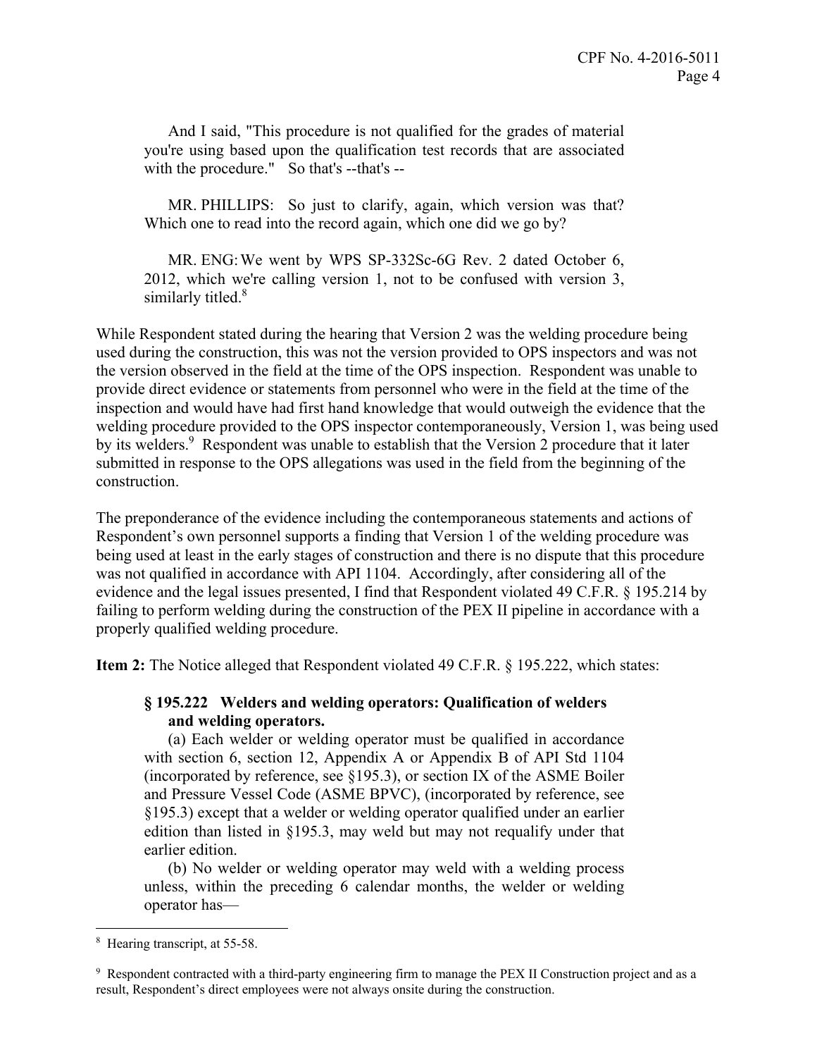> And I said, "This procedure is not qualified for the grades of material you're using based upon the qualification test records that are associated with the procedure." So that's --that's --
>
> MR. PHILLIPS: So just to clarify, again, which version was that? Which one to read into the record again, which one did we go by?
>
> MR. ENG: We went by WPS SP-332Sc-6G Rev. 2 dated October 6, 2012, which we're calling version 1, not to be confused with version 3, similarly titled.[8]

While Respondent stated during the hearing that Version 2 was the welding procedure being used during the construction, this was not the version provided to OPS inspectors and was not the version observed in the field at the time of the OPS inspection. Respondent was unable to provide direct evidence or statements from personnel who were in the field at the time of the inspection and would have had first hand knowledge that would outweigh the evidence that the welding procedure provided to the OPS inspector contemporaneously, Version 1, was being used by its welders.[9] Respondent was unable to establish that the Version 2 procedure that it later submitted in response to the OPS allegations was used in the field from the beginning of the construction.

The preponderance of the evidence including the contemporaneous statements and actions of Respondent's own personnel supports a finding that Version 1 of the welding procedure was being used at least in the early stages of construction and there is no dispute that this procedure was not qualified in accordance with API 1104. Accordingly, after considering all of the evidence and the legal issues presented, I find that Respondent violated 49 C.F.R. § 195.214 by failing to perform welding during the construction of the PEX II pipeline in accordance with a properly qualified welding procedure.

**Item 2:** The Notice alleged that Respondent violated 49 C.F.R. § 195.222, which states:

> **§ 195.222 Welders and welding operators: Qualification of welders and welding operators.**
>
> (a) Each welder or welding operator must be qualified in accordance with section 6, section 12, Appendix A or Appendix B of API Std 1104 (incorporated by reference, see §195.3), or section IX of the ASME Boiler and Pressure Vessel Code (ASME BPVC), (incorporated by reference, see §195.3) except that a welder or welding operator qualified under an earlier edition than listed in §195.3, may weld but may not requalify under that earlier edition.
>
> (b) No welder or welding operator may weld with a welding process unless, within the preceding 6 calendar months, the welder or welding operator has—

---

[8] Hearing transcript, at 55-58.

[9] Respondent contracted with a third-party engineering firm to manage the PEX II Construction project and as a result, Respondent's direct employees were not always onsite during the construction.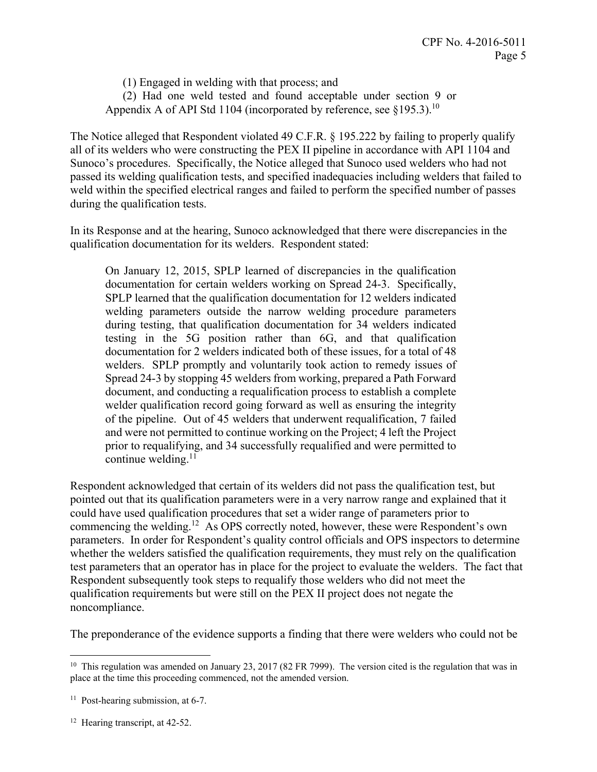(1) Engaged in welding with that process; and

(2) Had one weld tested and found acceptable under section 9 or Appendix A of API Std 1104 (incorporated by reference, see §195.3).[10]

The Notice alleged that Respondent violated 49 C.F.R. § 195.222 by failing to properly qualify all of its welders who were constructing the PEX II pipeline in accordance with API 1104 and Sunoco's procedures. Specifically, the Notice alleged that Sunoco used welders who had not passed its welding qualification tests, and specified inadequacies including welders that failed to weld within the specified electrical ranges and failed to perform the specified number of passes during the qualification tests.

In its Response and at the hearing, Sunoco acknowledged that there were discrepancies in the qualification documentation for its welders. Respondent stated:

> On January 12, 2015, SPLP learned of discrepancies in the qualification documentation for certain welders working on Spread 24-3. Specifically, SPLP learned that the qualification documentation for 12 welders indicated welding parameters outside the narrow welding procedure parameters during testing, that qualification documentation for 34 welders indicated testing in the 5G position rather than 6G, and that qualification documentation for 2 welders indicated both of these issues, for a total of 48 welders. SPLP promptly and voluntarily took action to remedy issues of Spread 24-3 by stopping 45 welders from working, prepared a Path Forward document, and conducting a requalification process to establish a complete welder qualification record going forward as well as ensuring the integrity of the pipeline. Out of 45 welders that underwent requalification, 7 failed and were not permitted to continue working on the Project; 4 left the Project prior to requalifying, and 34 successfully requalified and were permitted to continue welding.[11]

Respondent acknowledged that certain of its welders did not pass the qualification test, but pointed out that its qualification parameters were in a very narrow range and explained that it could have used qualification procedures that set a wider range of parameters prior to commencing the welding.[12] As OPS correctly noted, however, these were Respondent's own parameters. In order for Respondent's quality control officials and OPS inspectors to determine whether the welders satisfied the qualification requirements, they must rely on the qualification test parameters that an operator has in place for the project to evaluate the welders. The fact that Respondent subsequently took steps to requalify those welders who did not meet the qualification requirements but were still on the PEX II project does not negate the noncompliance.

The preponderance of the evidence supports a finding that there were welders who could not be

---

[10] This regulation was amended on January 23, 2017 (82 FR 7999). The version cited is the regulation that was in place at the time this proceeding commenced, not the amended version.

[11] Post-hearing submission, at 6-7.

[12] Hearing transcript, at 42-52.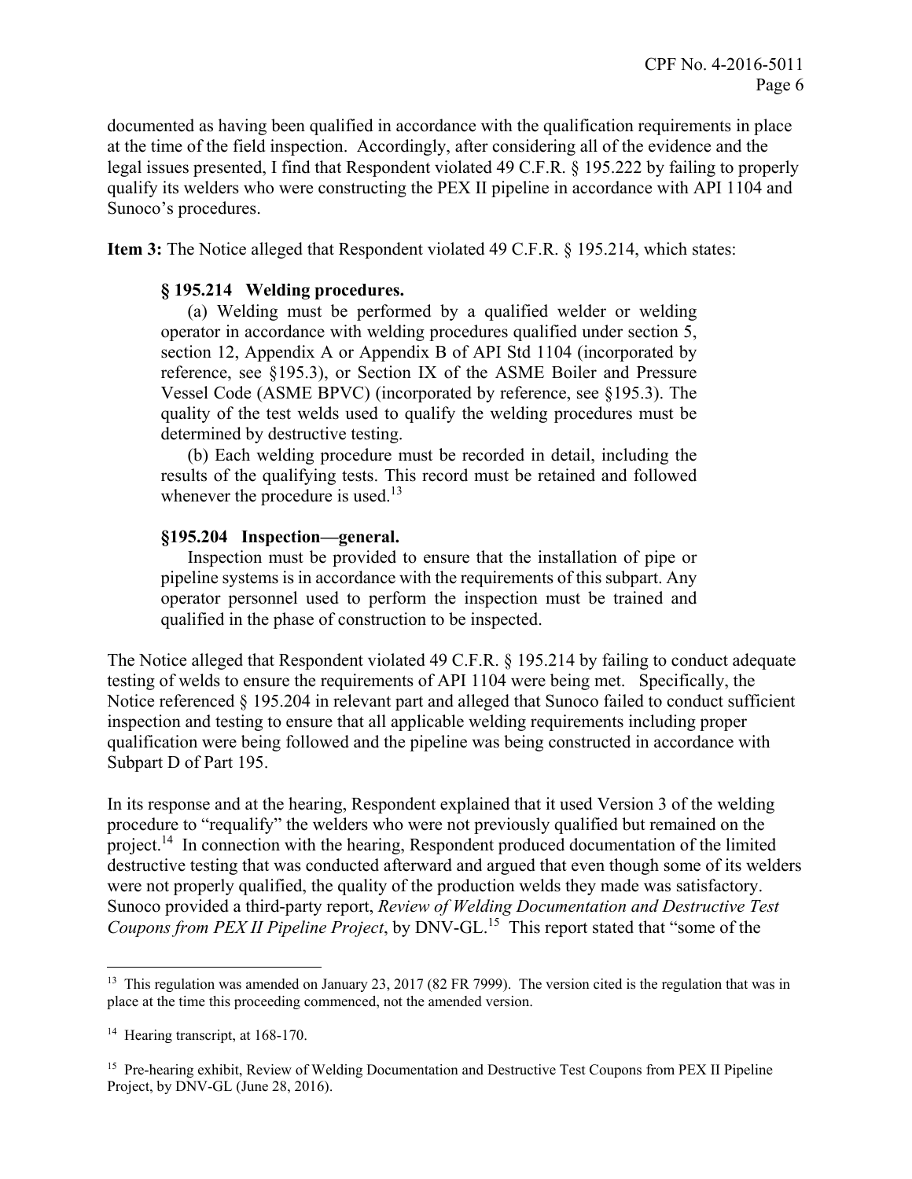documented as having been qualified in accordance with the qualification requirements in place at the time of the field inspection. Accordingly, after considering all of the evidence and the legal issues presented, I find that Respondent violated 49 C.F.R. § 195.222 by failing to properly qualify its welders who were constructing the PEX II pipeline in accordance with API 1104 and Sunoco's procedures.

**Item 3:** The Notice alleged that Respondent violated 49 C.F.R. § 195.214, which states:

> **§ 195.214 Welding procedures.**
>
> (a) Welding must be performed by a qualified welder or welding operator in accordance with welding procedures qualified under section 5, section 12, Appendix A or Appendix B of API Std 1104 (incorporated by reference, see §195.3), or Section IX of the ASME Boiler and Pressure Vessel Code (ASME BPVC) (incorporated by reference, see §195.3). The quality of the test welds used to qualify the welding procedures must be determined by destructive testing.
>
> (b) Each welding procedure must be recorded in detail, including the results of the qualifying tests. This record must be retained and followed whenever the procedure is used.[13]
>
> **§195.204 Inspection—general.**
>
> Inspection must be provided to ensure that the installation of pipe or pipeline systems is in accordance with the requirements of this subpart. Any operator personnel used to perform the inspection must be trained and qualified in the phase of construction to be inspected.

The Notice alleged that Respondent violated 49 C.F.R. § 195.214 by failing to conduct adequate testing of welds to ensure the requirements of API 1104 were being met. Specifically, the Notice referenced § 195.204 in relevant part and alleged that Sunoco failed to conduct sufficient inspection and testing to ensure that all applicable welding requirements including proper qualification were being followed and the pipeline was being constructed in accordance with Subpart D of Part 195.

In its response and at the hearing, Respondent explained that it used Version 3 of the welding procedure to "requalify" the welders who were not previously qualified but remained on the project.[14] In connection with the hearing, Respondent produced documentation of the limited destructive testing that was conducted afterward and argued that even though some of its welders were not properly qualified, the quality of the production welds they made was satisfactory. Sunoco provided a third-party report, *Review of Welding Documentation and Destructive Test Coupons from PEX II Pipeline Project*, by DNV-GL.[15] This report stated that "some of the

---

[13] This regulation was amended on January 23, 2017 (82 FR 7999). The version cited is the regulation that was in place at the time this proceeding commenced, not the amended version.

[14] Hearing transcript, at 168-170.

[15] Pre-hearing exhibit, Review of Welding Documentation and Destructive Test Coupons from PEX II Pipeline Project, by DNV-GL (June 28, 2016).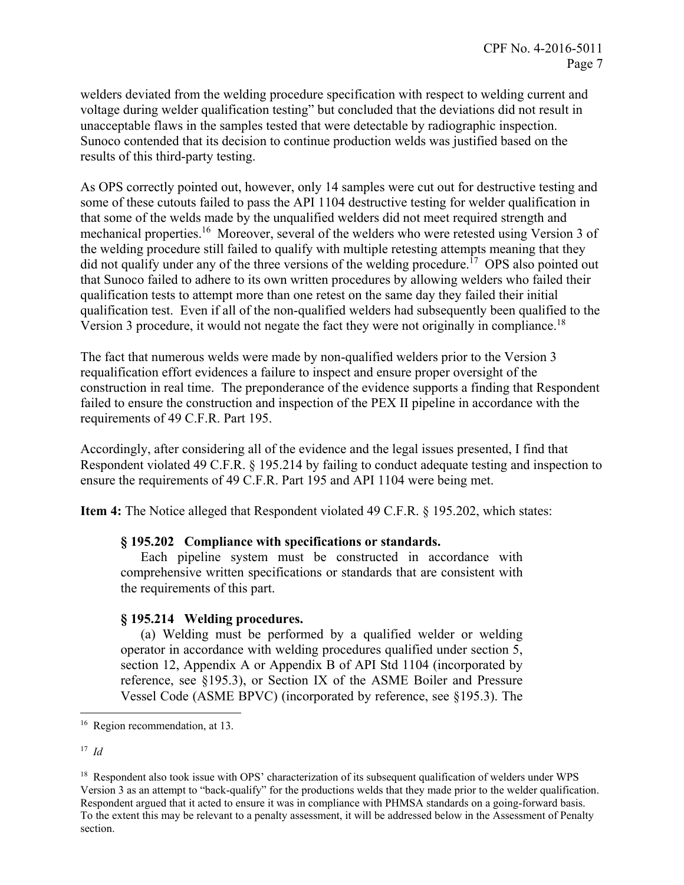welders deviated from the welding procedure specification with respect to welding current and voltage during welder qualification testing" but concluded that the deviations did not result in unacceptable flaws in the samples tested that were detectable by radiographic inspection. Sunoco contended that its decision to continue production welds was justified based on the results of this third-party testing.

As OPS correctly pointed out, however, only 14 samples were cut out for destructive testing and some of these cutouts failed to pass the API 1104 destructive testing for welder qualification in that some of the welds made by the unqualified welders did not meet required strength and mechanical properties.[16] Moreover, several of the welders who were retested using Version 3 of the welding procedure still failed to qualify with multiple retesting attempts meaning that they did not qualify under any of the three versions of the welding procedure.[17] OPS also pointed out that Sunoco failed to adhere to its own written procedures by allowing welders who failed their qualification tests to attempt more than one retest on the same day they failed their initial qualification test. Even if all of the non-qualified welders had subsequently been qualified to the Version 3 procedure, it would not negate the fact they were not originally in compliance.[18]

The fact that numerous welds were made by non-qualified welders prior to the Version 3 requalification effort evidences a failure to inspect and ensure proper oversight of the construction in real time. The preponderance of the evidence supports a finding that Respondent failed to ensure the construction and inspection of the PEX II pipeline in accordance with the requirements of 49 C.F.R. Part 195.

Accordingly, after considering all of the evidence and the legal issues presented, I find that Respondent violated 49 C.F.R. § 195.214 by failing to conduct adequate testing and inspection to ensure the requirements of 49 C.F.R. Part 195 and API 1104 were being met.

**Item 4:** The Notice alleged that Respondent violated 49 C.F.R. § 195.202, which states:

> **§ 195.202 Compliance with specifications or standards.**
>
> Each pipeline system must be constructed in accordance with comprehensive written specifications or standards that are consistent with the requirements of this part.
>
> **§ 195.214 Welding procedures.**
>
> (a) Welding must be performed by a qualified welder or welding operator in accordance with welding procedures qualified under section 5, section 12, Appendix A or Appendix B of API Std 1104 (incorporated by reference, see §195.3), or Section IX of the ASME Boiler and Pressure Vessel Code (ASME BPVC) (incorporated by reference, see §195.3). The

---

[16] Region recommendation, at 13.

[17] *Id*

[18] Respondent also took issue with OPS' characterization of its subsequent qualification of welders under WPS Version 3 as an attempt to "back-qualify" for the productions welds that they made prior to the welder qualification. Respondent argued that it acted to ensure it was in compliance with PHMSA standards on a going-forward basis. To the extent this may be relevant to a penalty assessment, it will be addressed below in the Assessment of Penalty section.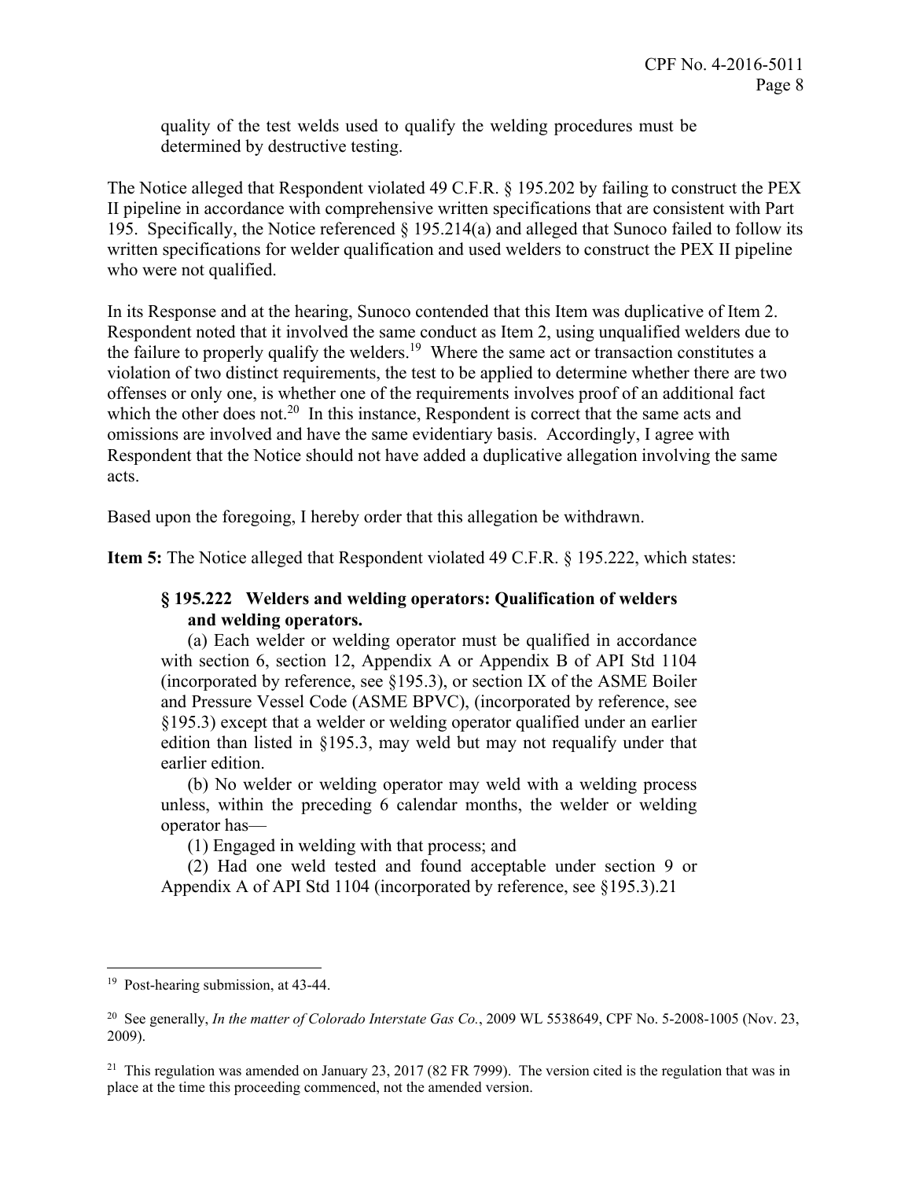quality of the test welds used to qualify the welding procedures must be determined by destructive testing.

The Notice alleged that Respondent violated 49 C.F.R. § 195.202 by failing to construct the PEX II pipeline in accordance with comprehensive written specifications that are consistent with Part 195. Specifically, the Notice referenced § 195.214(a) and alleged that Sunoco failed to follow its written specifications for welder qualification and used welders to construct the PEX II pipeline who were not qualified.

In its Response and at the hearing, Sunoco contended that this Item was duplicative of Item 2. Respondent noted that it involved the same conduct as Item 2, using unqualified welders due to the failure to properly qualify the welders.[19] Where the same act or transaction constitutes a violation of two distinct requirements, the test to be applied to determine whether there are two offenses or only one, is whether one of the requirements involves proof of an additional fact which the other does not.[20] In this instance, Respondent is correct that the same acts and omissions are involved and have the same evidentiary basis. Accordingly, I agree with Respondent that the Notice should not have added a duplicative allegation involving the same acts.

Based upon the foregoing, I hereby order that this allegation be withdrawn.

**Item 5:** The Notice alleged that Respondent violated 49 C.F.R. § 195.222, which states:

> **§ 195.222 Welders and welding operators: Qualification of welders and welding operators.**
>
> (a) Each welder or welding operator must be qualified in accordance with section 6, section 12, Appendix A or Appendix B of API Std 1104 (incorporated by reference, see §195.3), or section IX of the ASME Boiler and Pressure Vessel Code (ASME BPVC), (incorporated by reference, see §195.3) except that a welder or welding operator qualified under an earlier edition than listed in §195.3, may weld but may not requalify under that earlier edition.
>
> (b) No welder or welding operator may weld with a welding process unless, within the preceding 6 calendar months, the welder or welding operator has—
>
> (1) Engaged in welding with that process; and
>
> (2) Had one weld tested and found acceptable under section 9 or Appendix A of API Std 1104 (incorporated by reference, see §195.3).[21]

---

[19] Post-hearing submission, at 43-44.

[20] See generally, *In the matter of Colorado Interstate Gas Co.*, 2009 WL 5538649, CPF No. 5-2008-1005 (Nov. 23, 2009).

[21] This regulation was amended on January 23, 2017 (82 FR 7999). The version cited is the regulation that was in place at the time this proceeding commenced, not the amended version.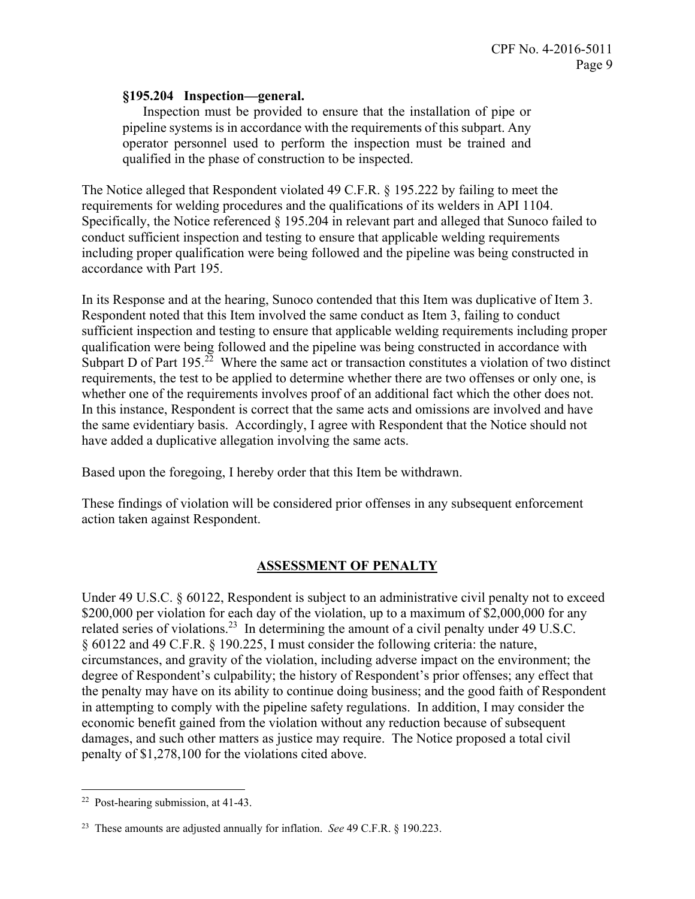**§195.204 Inspection—general.**

Inspection must be provided to ensure that the installation of pipe or pipeline systems is in accordance with the requirements of this subpart. Any operator personnel used to perform the inspection must be trained and qualified in the phase of construction to be inspected.

The Notice alleged that Respondent violated 49 C.F.R. § 195.222 by failing to meet the requirements for welding procedures and the qualifications of its welders in API 1104. Specifically, the Notice referenced § 195.204 in relevant part and alleged that Sunoco failed to conduct sufficient inspection and testing to ensure that applicable welding requirements including proper qualification were being followed and the pipeline was being constructed in accordance with Part 195.

In its Response and at the hearing, Sunoco contended that this Item was duplicative of Item 3. Respondent noted that this Item involved the same conduct as Item 3, failing to conduct sufficient inspection and testing to ensure that applicable welding requirements including proper qualification were being followed and the pipeline was being constructed in accordance with Subpart D of Part 195.[22] Where the same act or transaction constitutes a violation of two distinct requirements, the test to be applied to determine whether there are two offenses or only one, is whether one of the requirements involves proof of an additional fact which the other does not. In this instance, Respondent is correct that the same acts and omissions are involved and have the same evidentiary basis. Accordingly, I agree with Respondent that the Notice should not have added a duplicative allegation involving the same acts.

Based upon the foregoing, I hereby order that this Item be withdrawn.

These findings of violation will be considered prior offenses in any subsequent enforcement action taken against Respondent.

## ASSESSMENT OF PENALTY

Under 49 U.S.C. § 60122, Respondent is subject to an administrative civil penalty not to exceed $200,000 per violation for each day of the violation, up to a maximum of $2,000,000 for any related series of violations.[23] In determining the amount of a civil penalty under 49 U.S.C. § 60122 and 49 C.F.R. § 190.225, I must consider the following criteria: the nature, circumstances, and gravity of the violation, including adverse impact on the environment; the degree of Respondent's culpability; the history of Respondent's prior offenses; any effect that the penalty may have on its ability to continue doing business; and the good faith of Respondent in attempting to comply with the pipeline safety regulations. In addition, I may consider the economic benefit gained from the violation without any reduction because of subsequent damages, and such other matters as justice may require. The Notice proposed a total civil penalty of $1,278,100 for the violations cited above.

---

[22] Post-hearing submission, at 41-43.

[23] These amounts are adjusted annually for inflation. *See* 49 C.F.R. § 190.223.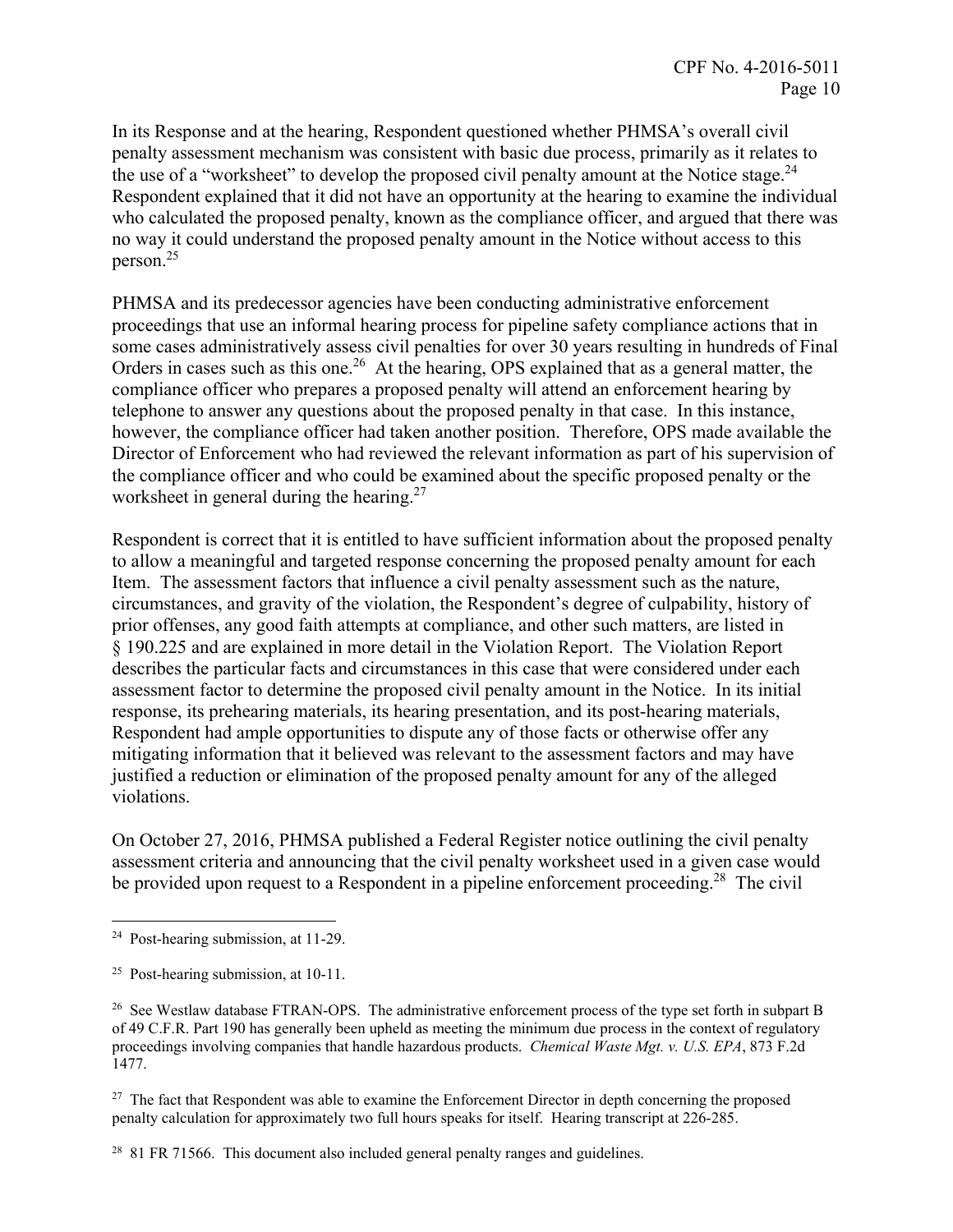In its Response and at the hearing, Respondent questioned whether PHMSA's overall civil penalty assessment mechanism was consistent with basic due process, primarily as it relates to the use of a "worksheet" to develop the proposed civil penalty amount at the Notice stage.[24] Respondent explained that it did not have an opportunity at the hearing to examine the individual who calculated the proposed penalty, known as the compliance officer, and argued that there was no way it could understand the proposed penalty amount in the Notice without access to this person.[25]

PHMSA and its predecessor agencies have been conducting administrative enforcement proceedings that use an informal hearing process for pipeline safety compliance actions that in some cases administratively assess civil penalties for over 30 years resulting in hundreds of Final Orders in cases such as this one.[26] At the hearing, OPS explained that as a general matter, the compliance officer who prepares a proposed penalty will attend an enforcement hearing by telephone to answer any questions about the proposed penalty in that case. In this instance, however, the compliance officer had taken another position. Therefore, OPS made available the Director of Enforcement who had reviewed the relevant information as part of his supervision of the compliance officer and who could be examined about the specific proposed penalty or the worksheet in general during the hearing.[27]

Respondent is correct that it is entitled to have sufficient information about the proposed penalty to allow a meaningful and targeted response concerning the proposed penalty amount for each Item. The assessment factors that influence a civil penalty assessment such as the nature, circumstances, and gravity of the violation, the Respondent's degree of culpability, history of prior offenses, any good faith attempts at compliance, and other such matters, are listed in § 190.225 and are explained in more detail in the Violation Report. The Violation Report describes the particular facts and circumstances in this case that were considered under each assessment factor to determine the proposed civil penalty amount in the Notice. In its initial response, its prehearing materials, its hearing presentation, and its post-hearing materials, Respondent had ample opportunities to dispute any of those facts or otherwise offer any mitigating information that it believed was relevant to the assessment factors and may have justified a reduction or elimination of the proposed penalty amount for any of the alleged violations.

On October 27, 2016, PHMSA published a Federal Register notice outlining the civil penalty assessment criteria and announcing that the civil penalty worksheet used in a given case would be provided upon request to a Respondent in a pipeline enforcement proceeding.[28] The civil

---

[24] Post-hearing submission, at 11-29.

[25] Post-hearing submission, at 10-11.

[26] See Westlaw database FTRAN-OPS. The administrative enforcement process of the type set forth in subpart B of 49 C.F.R. Part 190 has generally been upheld as meeting the minimum due process in the context of regulatory proceedings involving companies that handle hazardous products. *Chemical Waste Mgt. v. U.S. EPA*, 873 F.2d 1477.

[27] The fact that Respondent was able to examine the Enforcement Director in depth concerning the proposed penalty calculation for approximately two full hours speaks for itself. Hearing transcript at 226-285.

[28] 81 FR 71566. This document also included general penalty ranges and guidelines.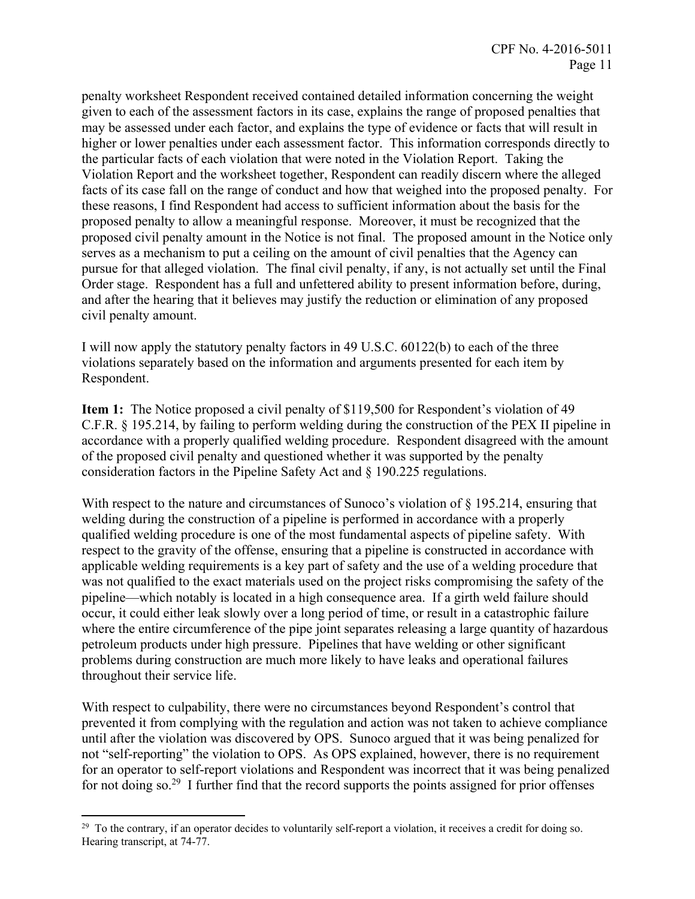penalty worksheet Respondent received contained detailed information concerning the weight given to each of the assessment factors in its case, explains the range of proposed penalties that may be assessed under each factor, and explains the type of evidence or facts that will result in higher or lower penalties under each assessment factor. This information corresponds directly to the particular facts of each violation that were noted in the Violation Report. Taking the Violation Report and the worksheet together, Respondent can readily discern where the alleged facts of its case fall on the range of conduct and how that weighed into the proposed penalty. For these reasons, I find Respondent had access to sufficient information about the basis for the proposed penalty to allow a meaningful response. Moreover, it must be recognized that the proposed civil penalty amount in the Notice is not final. The proposed amount in the Notice only serves as a mechanism to put a ceiling on the amount of civil penalties that the Agency can pursue for that alleged violation. The final civil penalty, if any, is not actually set until the Final Order stage. Respondent has a full and unfettered ability to present information before, during, and after the hearing that it believes may justify the reduction or elimination of any proposed civil penalty amount.

I will now apply the statutory penalty factors in 49 U.S.C. 60122(b) to each of the three violations separately based on the information and arguments presented for each item by Respondent.

**Item 1:** The Notice proposed a civil penalty of $119,500 for Respondent's violation of 49 C.F.R. § 195.214, by failing to perform welding during the construction of the PEX II pipeline in accordance with a properly qualified welding procedure. Respondent disagreed with the amount of the proposed civil penalty and questioned whether it was supported by the penalty consideration factors in the Pipeline Safety Act and § 190.225 regulations.

With respect to the nature and circumstances of Sunoco's violation of § 195.214, ensuring that welding during the construction of a pipeline is performed in accordance with a properly qualified welding procedure is one of the most fundamental aspects of pipeline safety. With respect to the gravity of the offense, ensuring that a pipeline is constructed in accordance with applicable welding requirements is a key part of safety and the use of a welding procedure that was not qualified to the exact materials used on the project risks compromising the safety of the pipeline—which notably is located in a high consequence area. If a girth weld failure should occur, it could either leak slowly over a long period of time, or result in a catastrophic failure where the entire circumference of the pipe joint separates releasing a large quantity of hazardous petroleum products under high pressure. Pipelines that have welding or other significant problems during construction are much more likely to have leaks and operational failures throughout their service life.

With respect to culpability, there were no circumstances beyond Respondent's control that prevented it from complying with the regulation and action was not taken to achieve compliance until after the violation was discovered by OPS. Sunoco argued that it was being penalized for not "self-reporting" the violation to OPS. As OPS explained, however, there is no requirement for an operator to self-report violations and Respondent was incorrect that it was being penalized for not doing so.[29] I further find that the record supports the points assigned for prior offenses

[29] To the contrary, if an operator decides to voluntarily self-report a violation, it receives a credit for doing so. Hearing transcript, at 74-77.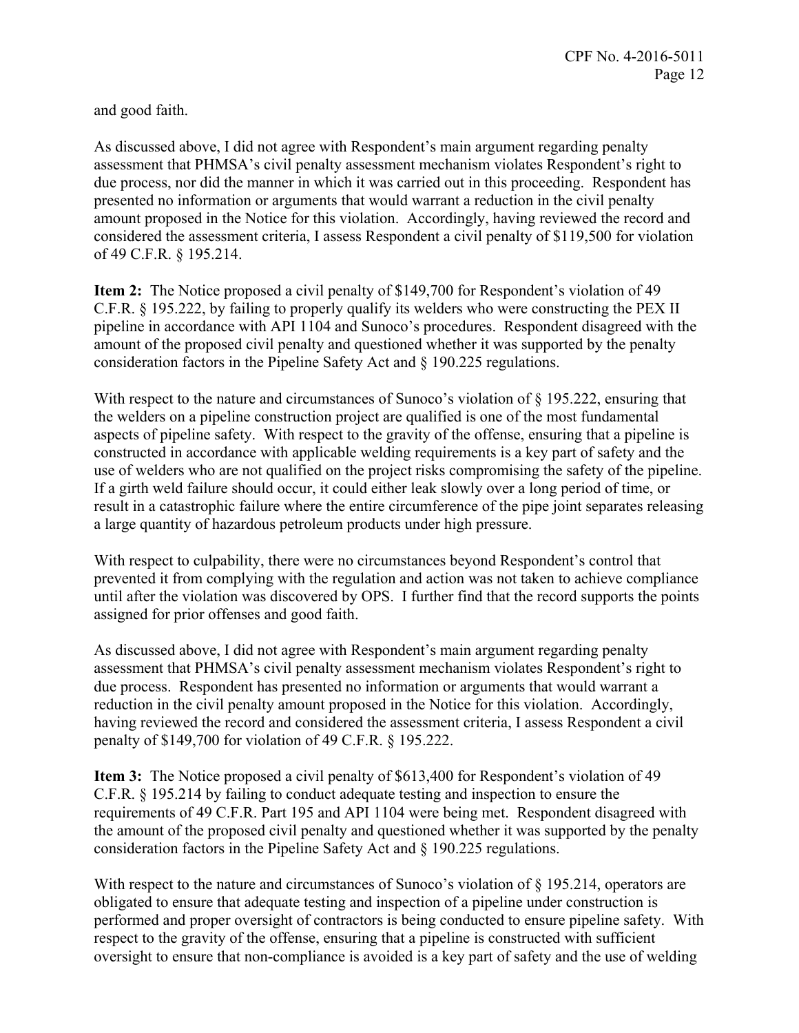and good faith.

As discussed above, I did not agree with Respondent's main argument regarding penalty assessment that PHMSA's civil penalty assessment mechanism violates Respondent's right to due process, nor did the manner in which it was carried out in this proceeding. Respondent has presented no information or arguments that would warrant a reduction in the civil penalty amount proposed in the Notice for this violation. Accordingly, having reviewed the record and considered the assessment criteria, I assess Respondent a civil penalty of $119,500 for violation of 49 C.F.R. § 195.214.

**Item 2:** The Notice proposed a civil penalty of $149,700 for Respondent's violation of 49 C.F.R. § 195.222, by failing to properly qualify its welders who were constructing the PEX II pipeline in accordance with API 1104 and Sunoco's procedures. Respondent disagreed with the amount of the proposed civil penalty and questioned whether it was supported by the penalty consideration factors in the Pipeline Safety Act and § 190.225 regulations.

With respect to the nature and circumstances of Sunoco's violation of § 195.222, ensuring that the welders on a pipeline construction project are qualified is one of the most fundamental aspects of pipeline safety. With respect to the gravity of the offense, ensuring that a pipeline is constructed in accordance with applicable welding requirements is a key part of safety and the use of welders who are not qualified on the project risks compromising the safety of the pipeline. If a girth weld failure should occur, it could either leak slowly over a long period of time, or result in a catastrophic failure where the entire circumference of the pipe joint separates releasing a large quantity of hazardous petroleum products under high pressure.

With respect to culpability, there were no circumstances beyond Respondent's control that prevented it from complying with the regulation and action was not taken to achieve compliance until after the violation was discovered by OPS. I further find that the record supports the points assigned for prior offenses and good faith.

As discussed above, I did not agree with Respondent's main argument regarding penalty assessment that PHMSA's civil penalty assessment mechanism violates Respondent's right to due process. Respondent has presented no information or arguments that would warrant a reduction in the civil penalty amount proposed in the Notice for this violation. Accordingly, having reviewed the record and considered the assessment criteria, I assess Respondent a civil penalty of $149,700 for violation of 49 C.F.R. § 195.222.

**Item 3:** The Notice proposed a civil penalty of $613,400 for Respondent's violation of 49 C.F.R. § 195.214 by failing to conduct adequate testing and inspection to ensure the requirements of 49 C.F.R. Part 195 and API 1104 were being met. Respondent disagreed with the amount of the proposed civil penalty and questioned whether it was supported by the penalty consideration factors in the Pipeline Safety Act and § 190.225 regulations.

With respect to the nature and circumstances of Sunoco's violation of § 195.214, operators are obligated to ensure that adequate testing and inspection of a pipeline under construction is performed and proper oversight of contractors is being conducted to ensure pipeline safety. With respect to the gravity of the offense, ensuring that a pipeline is constructed with sufficient oversight to ensure that non-compliance is avoided is a key part of safety and the use of welding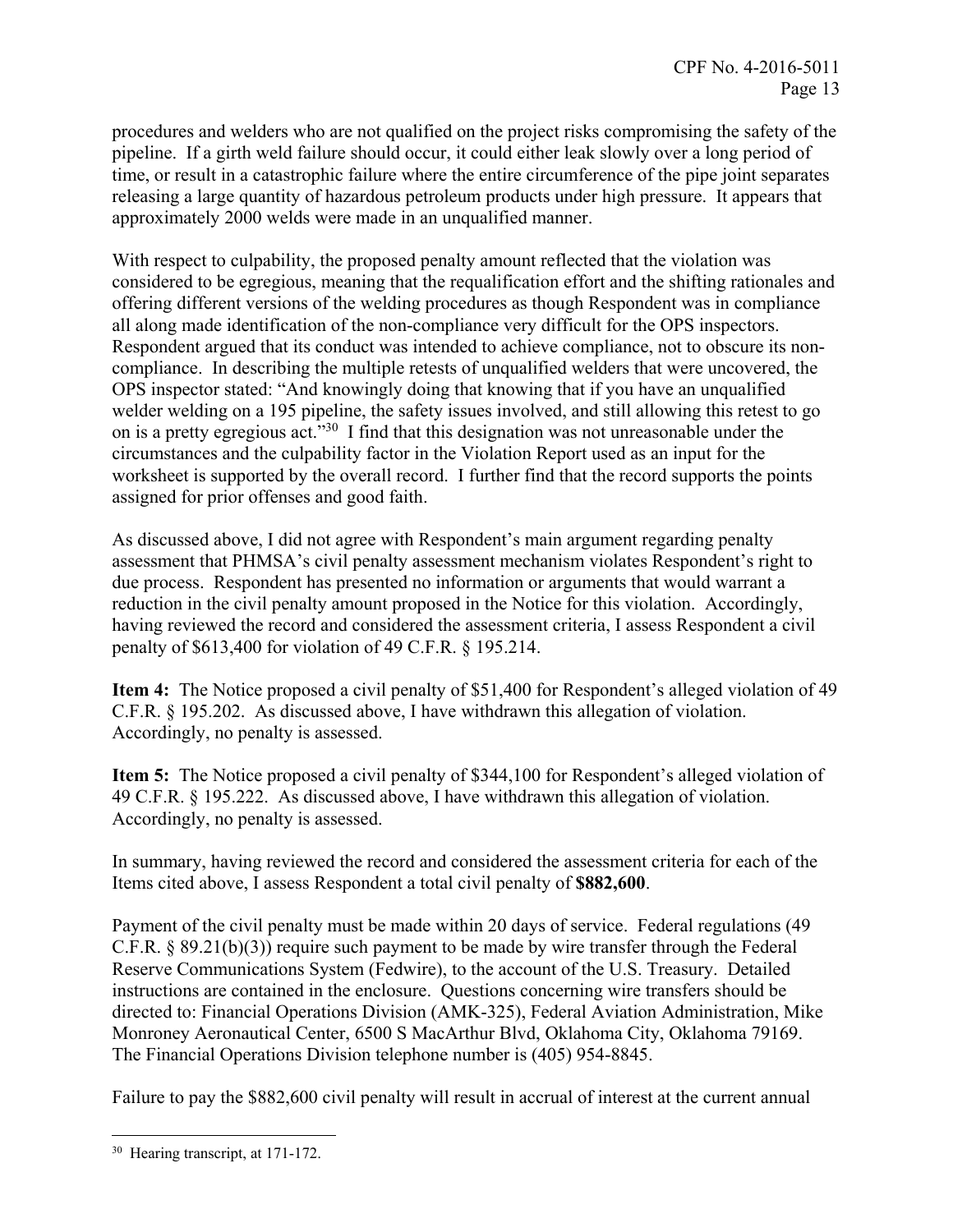procedures and welders who are not qualified on the project risks compromising the safety of the pipeline. If a girth weld failure should occur, it could either leak slowly over a long period of time, or result in a catastrophic failure where the entire circumference of the pipe joint separates releasing a large quantity of hazardous petroleum products under high pressure. It appears that approximately 2000 welds were made in an unqualified manner.

With respect to culpability, the proposed penalty amount reflected that the violation was considered to be egregious, meaning that the requalification effort and the shifting rationales and offering different versions of the welding procedures as though Respondent was in compliance all along made identification of the non-compliance very difficult for the OPS inspectors. Respondent argued that its conduct was intended to achieve compliance, not to obscure its non-compliance. In describing the multiple retests of unqualified welders that were uncovered, the OPS inspector stated: "And knowingly doing that knowing that if you have an unqualified welder welding on a 195 pipeline, the safety issues involved, and still allowing this retest to go on is a pretty egregious act."[30] I find that this designation was not unreasonable under the circumstances and the culpability factor in the Violation Report used as an input for the worksheet is supported by the overall record. I further find that the record supports the points assigned for prior offenses and good faith.

As discussed above, I did not agree with Respondent's main argument regarding penalty assessment that PHMSA's civil penalty assessment mechanism violates Respondent's right to due process. Respondent has presented no information or arguments that would warrant a reduction in the civil penalty amount proposed in the Notice for this violation. Accordingly, having reviewed the record and considered the assessment criteria, I assess Respondent a civil penalty of $613,400 for violation of 49 C.F.R. § 195.214.

**Item 4:** The Notice proposed a civil penalty of $51,400 for Respondent's alleged violation of 49 C.F.R. § 195.202. As discussed above, I have withdrawn this allegation of violation. Accordingly, no penalty is assessed.

**Item 5:** The Notice proposed a civil penalty of $344,100 for Respondent's alleged violation of 49 C.F.R. § 195.222. As discussed above, I have withdrawn this allegation of violation. Accordingly, no penalty is assessed.

In summary, having reviewed the record and considered the assessment criteria for each of the Items cited above, I assess Respondent a total civil penalty of **$882,600**.

Payment of the civil penalty must be made within 20 days of service. Federal regulations (49 C.F.R. § 89.21(b)(3)) require such payment to be made by wire transfer through the Federal Reserve Communications System (Fedwire), to the account of the U.S. Treasury. Detailed instructions are contained in the enclosure. Questions concerning wire transfers should be directed to: Financial Operations Division (AMK-325), Federal Aviation Administration, Mike Monroney Aeronautical Center, 6500 S MacArthur Blvd, Oklahoma City, Oklahoma 79169. The Financial Operations Division telephone number is (405) 954-8845.

Failure to pay the $882,600 civil penalty will result in accrual of interest at the current annual

---

[30] Hearing transcript, at 171-172.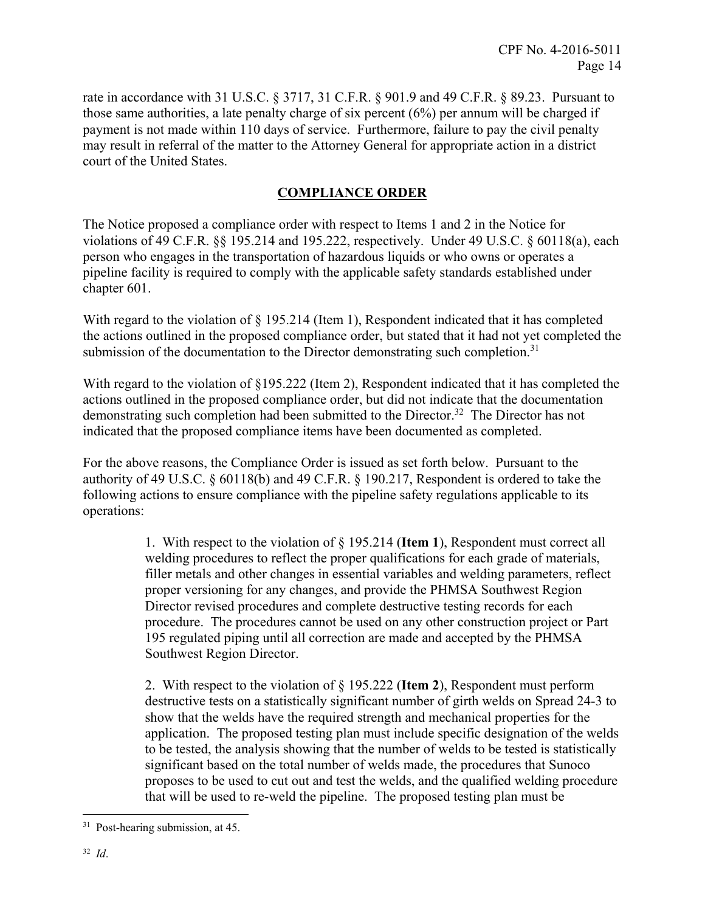rate in accordance with 31 U.S.C. § 3717, 31 C.F.R. § 901.9 and 49 C.F.R. § 89.23. Pursuant to those same authorities, a late penalty charge of six percent (6%) per annum will be charged if payment is not made within 110 days of service. Furthermore, failure to pay the civil penalty may result in referral of the matter to the Attorney General for appropriate action in a district court of the United States.

## COMPLIANCE ORDER

The Notice proposed a compliance order with respect to Items 1 and 2 in the Notice for violations of 49 C.F.R. §§ 195.214 and 195.222, respectively. Under 49 U.S.C. § 60118(a), each person who engages in the transportation of hazardous liquids or who owns or operates a pipeline facility is required to comply with the applicable safety standards established under chapter 601.

With regard to the violation of § 195.214 (Item 1), Respondent indicated that it has completed the actions outlined in the proposed compliance order, but stated that it had not yet completed the submission of the documentation to the Director demonstrating such completion.[31]

With regard to the violation of §195.222 (Item 2), Respondent indicated that it has completed the actions outlined in the proposed compliance order, but did not indicate that the documentation demonstrating such completion had been submitted to the Director.[32] The Director has not indicated that the proposed compliance items have been documented as completed.

For the above reasons, the Compliance Order is issued as set forth below. Pursuant to the authority of 49 U.S.C. § 60118(b) and 49 C.F.R. § 190.217, Respondent is ordered to take the following actions to ensure compliance with the pipeline safety regulations applicable to its operations:

> 1. With respect to the violation of § 195.214 (**Item 1**), Respondent must correct all welding procedures to reflect the proper qualifications for each grade of materials, filler metals and other changes in essential variables and welding parameters, reflect proper versioning for any changes, and provide the PHMSA Southwest Region Director revised procedures and complete destructive testing records for each procedure. The procedures cannot be used on any other construction project or Part 195 regulated piping until all correction are made and accepted by the PHMSA Southwest Region Director.
>
> 2. With respect to the violation of § 195.222 (**Item 2**), Respondent must perform destructive tests on a statistically significant number of girth welds on Spread 24-3 to show that the welds have the required strength and mechanical properties for the application. The proposed testing plan must include specific designation of the welds to be tested, the analysis showing that the number of welds to be tested is statistically significant based on the total number of welds made, the procedures that Sunoco proposes to be used to cut out and test the welds, and the qualified welding procedure that will be used to re-weld the pipeline. The proposed testing plan must be

---

[31] Post-hearing submission, at 45.

[32] *Id*.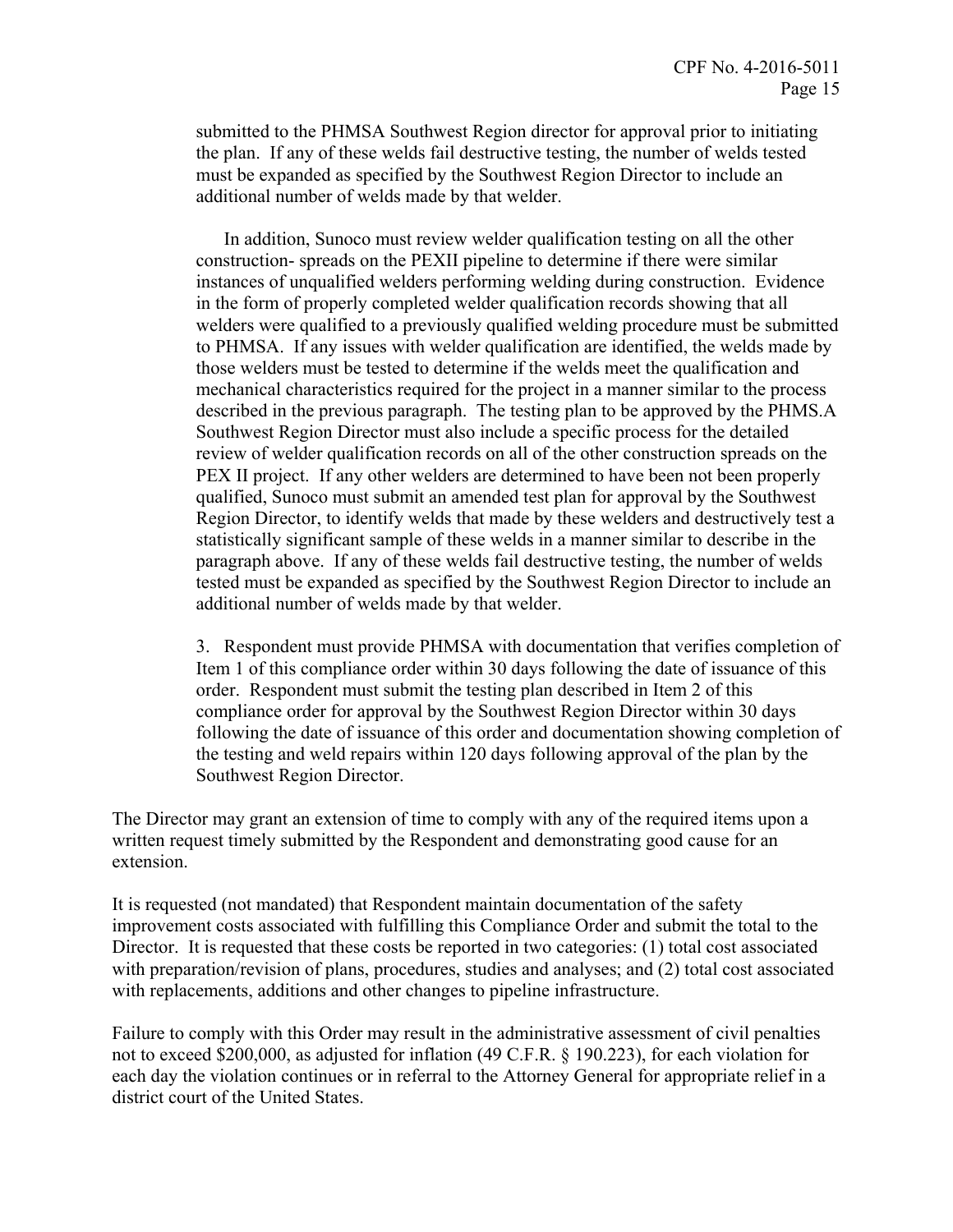submitted to the PHMSA Southwest Region director for approval prior to initiating the plan. If any of these welds fail destructive testing, the number of welds tested must be expanded as specified by the Southwest Region Director to include an additional number of welds made by that welder.

In addition, Sunoco must review welder qualification testing on all the other construction- spreads on the PEXII pipeline to determine if there were similar instances of unqualified welders performing welding during construction. Evidence in the form of properly completed welder qualification records showing that all welders were qualified to a previously qualified welding procedure must be submitted to PHMSA. If any issues with welder qualification are identified, the welds made by those welders must be tested to determine if the welds meet the qualification and mechanical characteristics required for the project in a manner similar to the process described in the previous paragraph. The testing plan to be approved by the PHMS.A Southwest Region Director must also include a specific process for the detailed review of welder qualification records on all of the other construction spreads on the PEX II project. If any other welders are determined to have been not been properly qualified, Sunoco must submit an amended test plan for approval by the Southwest Region Director, to identify welds that made by these welders and destructively test a statistically significant sample of these welds in a manner similar to describe in the paragraph above. If any of these welds fail destructive testing, the number of welds tested must be expanded as specified by the Southwest Region Director to include an additional number of welds made by that welder.

3. Respondent must provide PHMSA with documentation that verifies completion of Item 1 of this compliance order within 30 days following the date of issuance of this order. Respondent must submit the testing plan described in Item 2 of this compliance order for approval by the Southwest Region Director within 30 days following the date of issuance of this order and documentation showing completion of the testing and weld repairs within 120 days following approval of the plan by the Southwest Region Director.

The Director may grant an extension of time to comply with any of the required items upon a written request timely submitted by the Respondent and demonstrating good cause for an extension.

It is requested (not mandated) that Respondent maintain documentation of the safety improvement costs associated with fulfilling this Compliance Order and submit the total to the Director. It is requested that these costs be reported in two categories: (1) total cost associated with preparation/revision of plans, procedures, studies and analyses; and (2) total cost associated with replacements, additions and other changes to pipeline infrastructure.

Failure to comply with this Order may result in the administrative assessment of civil penalties not to exceed $200,000, as adjusted for inflation (49 C.F.R. § 190.223), for each violation for each day the violation continues or in referral to the Attorney General for appropriate relief in a district court of the United States.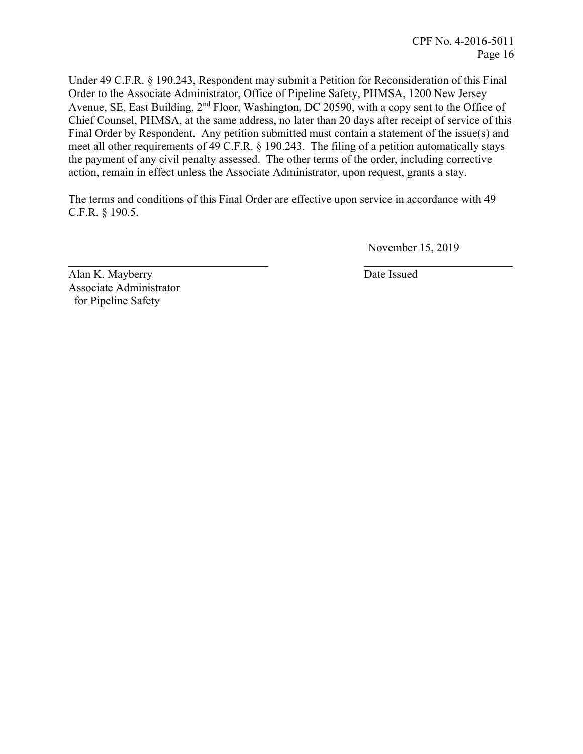Under 49 C.F.R. § 190.243, Respondent may submit a Petition for Reconsideration of this Final Order to the Associate Administrator, Office of Pipeline Safety, PHMSA, 1200 New Jersey Avenue, SE, East Building, 2nd Floor, Washington, DC 20590, with a copy sent to the Office of Chief Counsel, PHMSA, at the same address, no later than 20 days after receipt of service of this Final Order by Respondent. Any petition submitted must contain a statement of the issue(s) and meet all other requirements of 49 C.F.R. § 190.243. The filing of a petition automatically stays the payment of any civil penalty assessed. The other terms of the order, including corrective action, remain in effect unless the Associate Administrator, upon request, grants a stay.

The terms and conditions of this Final Order are effective upon service in accordance with 49 C.F.R. § 190.5.

November 15, 2019

\_\_\_\_\_\_\_\_\_\_\_\_\_\_\_\_\_\_\_\_\_\_\_\_\_\_\_\_\_\_\_\_\_\_\_\_ \_\_\_\_\_\_\_\_\_\_\_\_\_\_\_\_\_\_\_\_\_\_\_\_\_\_\_

Alan K. Mayberry
Associate Administrator
for Pipeline Safety

Date Issued